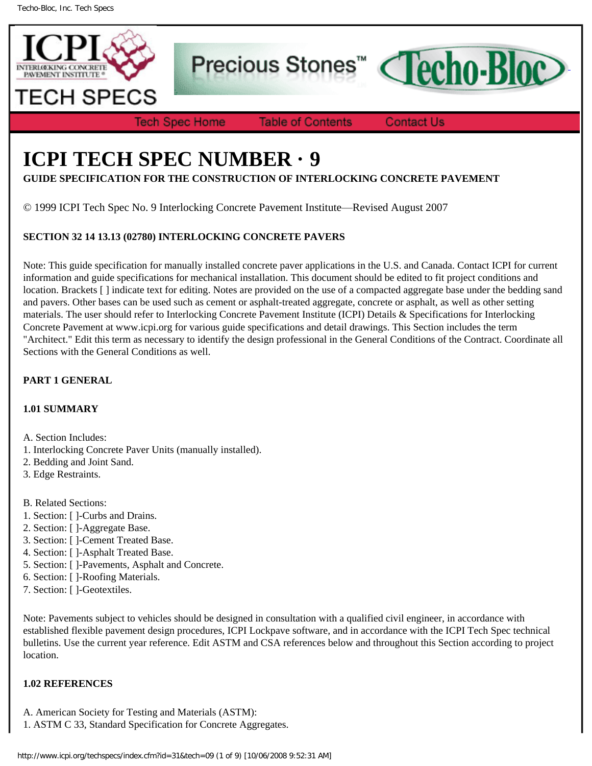# ICPI TECH SPEC NUMBER · 9

**GUIDE SPECIFICATION FOR THE CONSTRUCTION OF INTERLOCKING CONCRETE PAVEMENT**

© 1999 ICPI Tech Spec No. 9 Interlocking Concrete Pavement Institute—Revised August 2007

**SECTION 32 14 13.13 (02780) INTERLOCKING CONCRETE PAVERS**

Note: This guide specification for manually installed concrete paver applications in the U.S. and Canada. Contact ICPI for current information and guide specifications for mechanical installation. This document should be edited to fit project conditions and location. Brackets [ ] indicate text for editing. Notes are provided on the use of a compacted aggregate base under the bedding sand and pavers. Other bases can be used such as cement or asphalt-treated aggregate, concrete or asphalt, as well as other setting materials. The user should refer to Interlocking Concrete Pavement Institute (ICPI) Details & Specifications for Interlocking Concrete Pavement at www.icpi.org for various guide specifications and detail drawings. This Section includes the term "Architect." Edit this term as necessary to identify the design professional in the General Conditions of the Contract. Coordinate all Sections with the General Conditions as well.

## PART 1 GENERAL

### 1.01 SUMMARY

A. Section Includes:
1. Interlocking Concrete Paver Units (manually installed).
2. Bedding and Joint Sand.
3. Edge Restraints.

B. Related Sections:
1. Section: [ ]-Curbs and Drains.
2. Section: [ ]-Aggregate Base.
3. Section: [ ]-Cement Treated Base.
4. Section: [ ]-Asphalt Treated Base.
5. Section: [ ]-Pavements, Asphalt and Concrete.
6. Section: [ ]-Roofing Materials.
7. Section: [ ]-Geotextiles.

Note: Pavements subject to vehicles should be designed in consultation with a qualified civil engineer, in accordance with established flexible pavement design procedures, ICPI Lockpave software, and in accordance with the ICPI Tech Spec technical bulletins. Use the current year reference. Edit ASTM and CSA references below and throughout this Section according to project location.

### 1.02 REFERENCES

A. American Society for Testing and Materials (ASTM):
1. ASTM C 33, Standard Specification for Concrete Aggregates.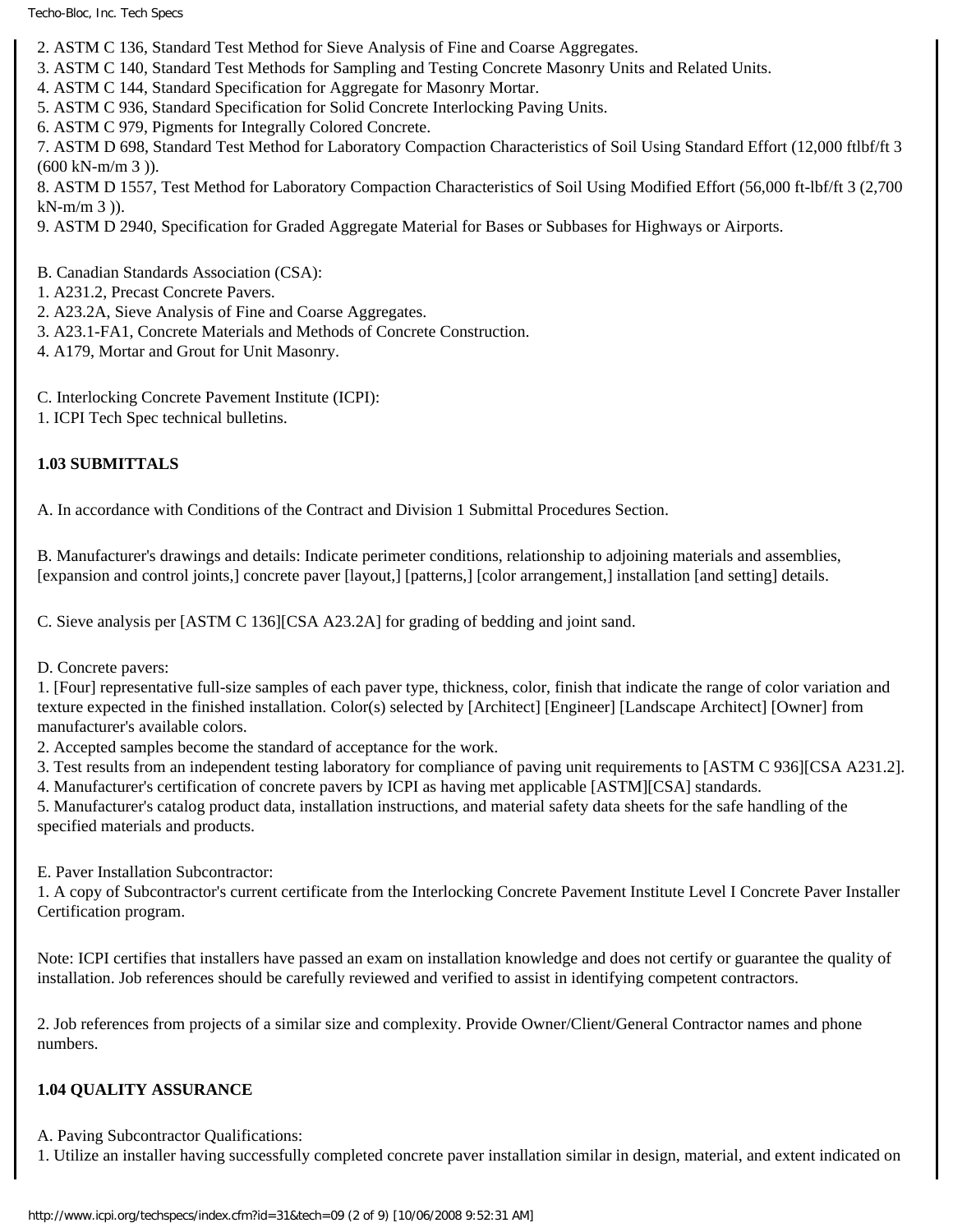2. ASTM C 136, Standard Test Method for Sieve Analysis of Fine and Coarse Aggregates.
3. ASTM C 140, Standard Test Methods for Sampling and Testing Concrete Masonry Units and Related Units.
4. ASTM C 144, Standard Specification for Aggregate for Masonry Mortar.
5. ASTM C 936, Standard Specification for Solid Concrete Interlocking Paving Units.
6. ASTM C 979, Pigments for Integrally Colored Concrete.
7. ASTM D 698, Standard Test Method for Laboratory Compaction Characteristics of Soil Using Standard Effort (12,000 ftlbf/ft 3 (600 kN-m/m 3 )).
8. ASTM D 1557, Test Method for Laboratory Compaction Characteristics of Soil Using Modified Effort (56,000 ft-lbf/ft 3 (2,700 kN-m/m 3 )).
9. ASTM D 2940, Specification for Graded Aggregate Material for Bases or Subbases for Highways or Airports.

B. Canadian Standards Association (CSA):
1. A231.2, Precast Concrete Pavers.
2. A23.2A, Sieve Analysis of Fine and Coarse Aggregates.
3. A23.1-FA1, Concrete Materials and Methods of Concrete Construction.
4. A179, Mortar and Grout for Unit Masonry.

C. Interlocking Concrete Pavement Institute (ICPI):
1. ICPI Tech Spec technical bulletins.

**1.03 SUBMITTALS**

A. In accordance with Conditions of the Contract and Division 1 Submittal Procedures Section.

B. Manufacturer's drawings and details: Indicate perimeter conditions, relationship to adjoining materials and assemblies, [expansion and control joints,] concrete paver [layout,] [patterns,] [color arrangement,] installation [and setting] details.

C. Sieve analysis per [ASTM C 136][CSA A23.2A] for grading of bedding and joint sand.

D. Concrete pavers:
1. [Four] representative full-size samples of each paver type, thickness, color, finish that indicate the range of color variation and texture expected in the finished installation. Color(s) selected by [Architect] [Engineer] [Landscape Architect] [Owner] from manufacturer's available colors.
2. Accepted samples become the standard of acceptance for the work.
3. Test results from an independent testing laboratory for compliance of paving unit requirements to [ASTM C 936][CSA A231.2].
4. Manufacturer's certification of concrete pavers by ICPI as having met applicable [ASTM][CSA] standards.
5. Manufacturer's catalog product data, installation instructions, and material safety data sheets for the safe handling of the specified materials and products.

E. Paver Installation Subcontractor:
1. A copy of Subcontractor's current certificate from the Interlocking Concrete Pavement Institute Level I Concrete Paver Installer Certification program.

Note: ICPI certifies that installers have passed an exam on installation knowledge and does not certify or guarantee the quality of installation. Job references should be carefully reviewed and verified to assist in identifying competent contractors.

2. Job references from projects of a similar size and complexity. Provide Owner/Client/General Contractor names and phone numbers.

**1.04 QUALITY ASSURANCE**

A. Paving Subcontractor Qualifications:
1. Utilize an installer having successfully completed concrete paver installation similar in design, material, and extent indicated on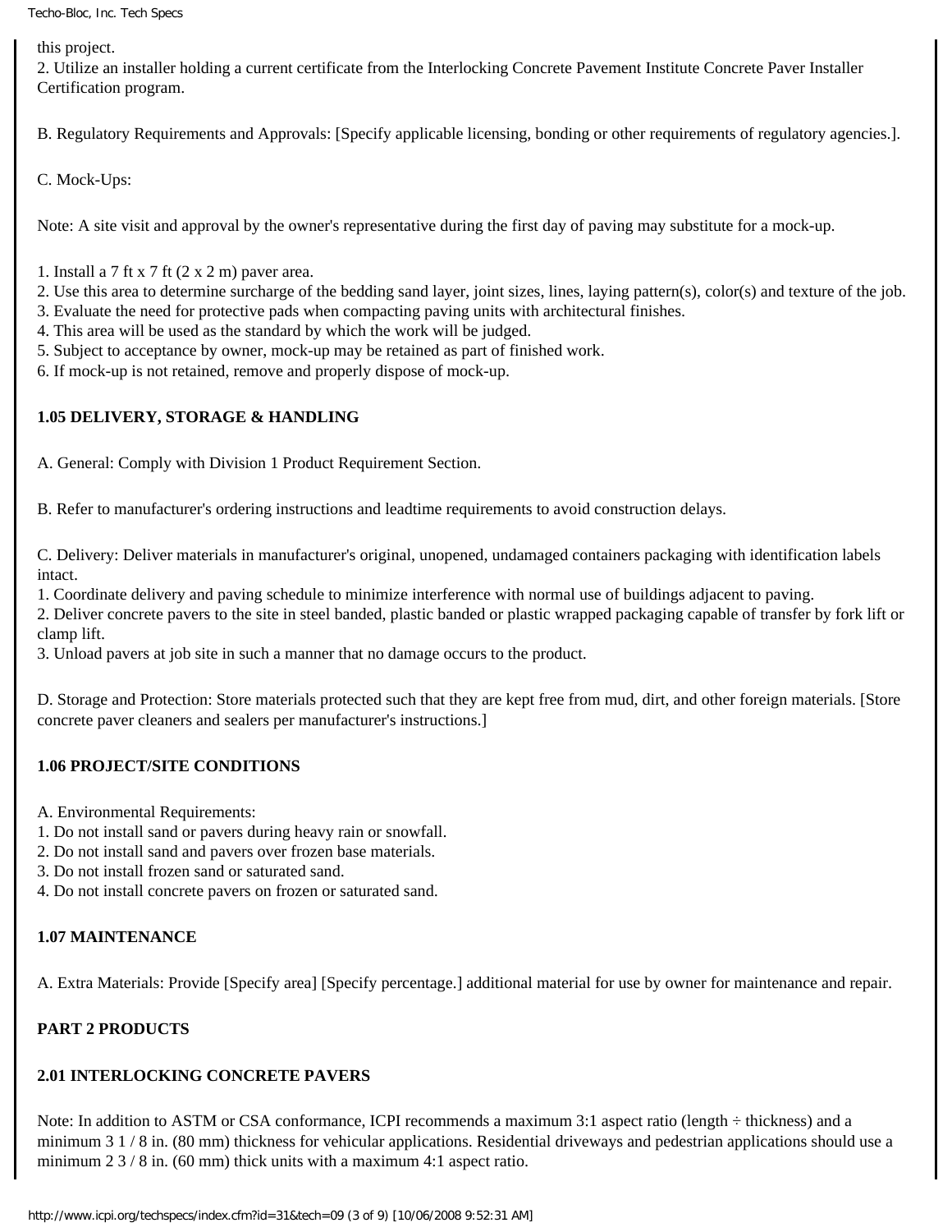this project.

2. Utilize an installer holding a current certificate from the Interlocking Concrete Pavement Institute Concrete Paver Installer Certification program.

B. Regulatory Requirements and Approvals: [Specify applicable licensing, bonding or other requirements of regulatory agencies.].

C. Mock-Ups:

Note: A site visit and approval by the owner's representative during the first day of paving may substitute for a mock-up.

1. Install a 7 ft x 7 ft (2 x 2 m) paver area.
2. Use this area to determine surcharge of the bedding sand layer, joint sizes, lines, laying pattern(s), color(s) and texture of the job.
3. Evaluate the need for protective pads when compacting paving units with architectural finishes.
4. This area will be used as the standard by which the work will be judged.
5. Subject to acceptance by owner, mock-up may be retained as part of finished work.
6. If mock-up is not retained, remove and properly dispose of mock-up.

**1.05 DELIVERY, STORAGE & HANDLING**

A. General: Comply with Division 1 Product Requirement Section.

B. Refer to manufacturer's ordering instructions and leadtime requirements to avoid construction delays.

C. Delivery: Deliver materials in manufacturer's original, unopened, undamaged containers packaging with identification labels intact.

1. Coordinate delivery and paving schedule to minimize interference with normal use of buildings adjacent to paving.
2. Deliver concrete pavers to the site in steel banded, plastic banded or plastic wrapped packaging capable of transfer by fork lift or clamp lift.
3. Unload pavers at job site in such a manner that no damage occurs to the product.

D. Storage and Protection: Store materials protected such that they are kept free from mud, dirt, and other foreign materials. [Store concrete paver cleaners and sealers per manufacturer's instructions.]

**1.06 PROJECT/SITE CONDITIONS**

A. Environmental Requirements:

1. Do not install sand or pavers during heavy rain or snowfall.
2. Do not install sand and pavers over frozen base materials.
3. Do not install frozen sand or saturated sand.
4. Do not install concrete pavers on frozen or saturated sand.

**1.07 MAINTENANCE**

A. Extra Materials: Provide [Specify area] [Specify percentage.] additional material for use by owner for maintenance and repair.

**PART 2 PRODUCTS**

**2.01 INTERLOCKING CONCRETE PAVERS**

Note: In addition to ASTM or CSA conformance, ICPI recommends a maximum 3:1 aspect ratio (length ÷ thickness) and a minimum 3 1 / 8 in. (80 mm) thickness for vehicular applications. Residential driveways and pedestrian applications should use a minimum 2 3 / 8 in. (60 mm) thick units with a maximum 4:1 aspect ratio.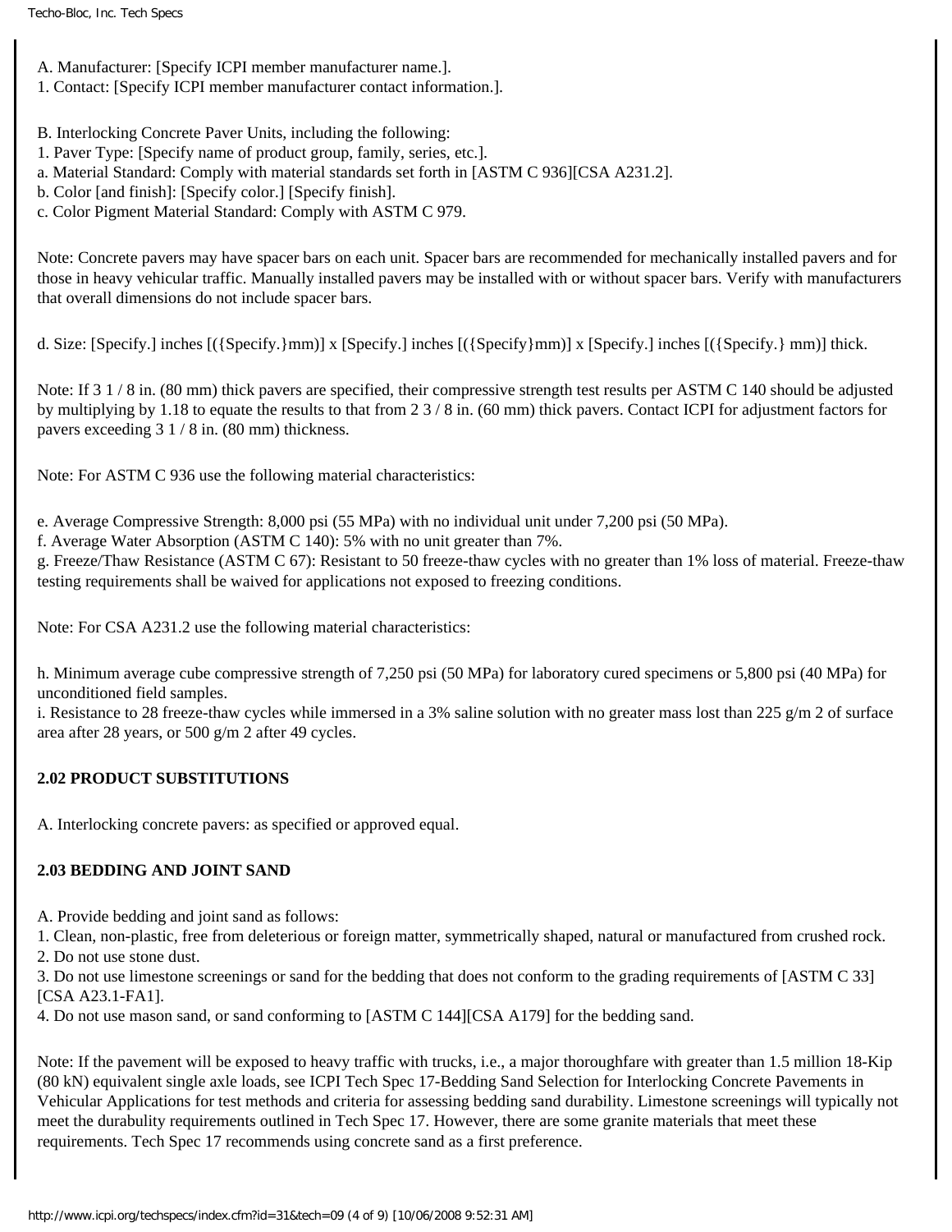A. Manufacturer: [Specify ICPI member manufacturer name.].
1. Contact: [Specify ICPI member manufacturer contact information.].

B. Interlocking Concrete Paver Units, including the following:
1. Paver Type: [Specify name of product group, family, series, etc.].
a. Material Standard: Comply with material standards set forth in [ASTM C 936][CSA A231.2].
b. Color [and finish]: [Specify color.] [Specify finish].
c. Color Pigment Material Standard: Comply with ASTM C 979.

Note: Concrete pavers may have spacer bars on each unit. Spacer bars are recommended for mechanically installed pavers and for those in heavy vehicular traffic. Manually installed pavers may be installed with or without spacer bars. Verify with manufacturers that overall dimensions do not include spacer bars.

d. Size: [Specify.] inches [({Specify.}mm)] x [Specify.] inches [({Specify}mm)] x [Specify.] inches [({Specify.} mm)] thick.

Note: If 3 1 / 8 in. (80 mm) thick pavers are specified, their compressive strength test results per ASTM C 140 should be adjusted by multiplying by 1.18 to equate the results to that from 2 3 / 8 in. (60 mm) thick pavers. Contact ICPI for adjustment factors for pavers exceeding 3 1 / 8 in. (80 mm) thickness.

Note: For ASTM C 936 use the following material characteristics:

e. Average Compressive Strength: 8,000 psi (55 MPa) with no individual unit under 7,200 psi (50 MPa).
f. Average Water Absorption (ASTM C 140): 5% with no unit greater than 7%.
g. Freeze/Thaw Resistance (ASTM C 67): Resistant to 50 freeze-thaw cycles with no greater than 1% loss of material. Freeze-thaw testing requirements shall be waived for applications not exposed to freezing conditions.

Note: For CSA A231.2 use the following material characteristics:

h. Minimum average cube compressive strength of 7,250 psi (50 MPa) for laboratory cured specimens or 5,800 psi (40 MPa) for unconditioned field samples.
i. Resistance to 28 freeze-thaw cycles while immersed in a 3% saline solution with no greater mass lost than 225 g/m 2 of surface area after 28 years, or 500 g/m 2 after 49 cycles.

**2.02 PRODUCT SUBSTITUTIONS**

A. Interlocking concrete pavers: as specified or approved equal.

**2.03 BEDDING AND JOINT SAND**

A. Provide bedding and joint sand as follows:
1. Clean, non-plastic, free from deleterious or foreign matter, symmetrically shaped, natural or manufactured from crushed rock.
2. Do not use stone dust.
3. Do not use limestone screenings or sand for the bedding that does not conform to the grading requirements of [ASTM C 33] [CSA A23.1-FA1].
4. Do not use mason sand, or sand conforming to [ASTM C 144][CSA A179] for the bedding sand.

Note: If the pavement will be exposed to heavy traffic with trucks, i.e., a major thoroughfare with greater than 1.5 million 18-Kip (80 kN) equivalent single axle loads, see ICPI Tech Spec 17-Bedding Sand Selection for Interlocking Concrete Pavements in Vehicular Applications for test methods and criteria for assessing bedding sand durability. Limestone screenings will typically not meet the durability requirements outlined in Tech Spec 17. However, there are some granite materials that meet these requirements. Tech Spec 17 recommends using concrete sand as a first preference.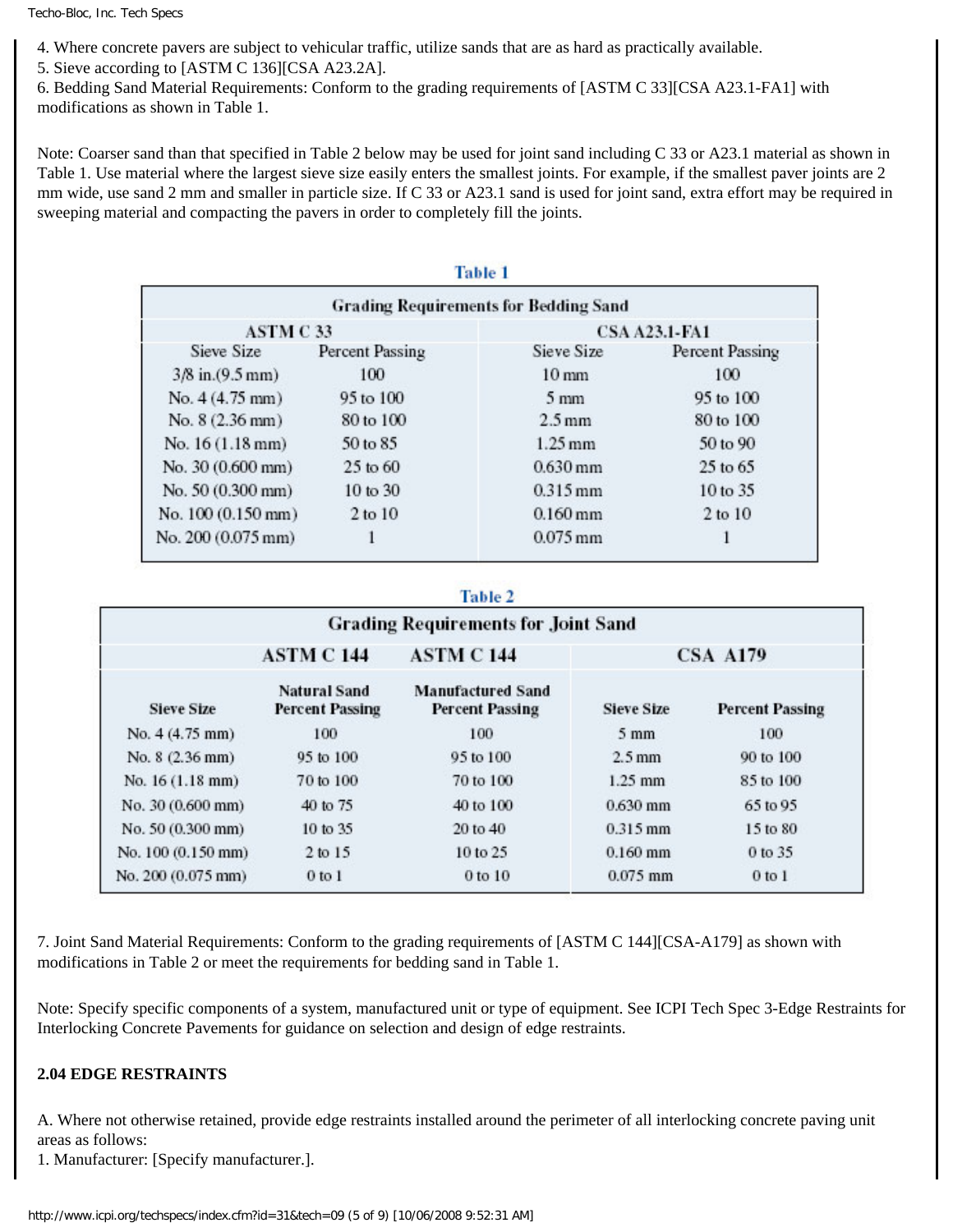4. Where concrete pavers are subject to vehicular traffic, utilize sands that are as hard as practically available.
5. Sieve according to [ASTM C 136][CSA A23.2A].
6. Bedding Sand Material Requirements: Conform to the grading requirements of [ASTM C 33][CSA A23.1-FA1] with modifications as shown in Table 1.

Note: Coarser sand than that specified in Table 2 below may be used for joint sand including C 33 or A23.1 material as shown in Table 1. Use material where the largest sieve size easily enters the smallest joints. For example, if the smallest paver joints are 2 mm wide, use sand 2 mm and smaller in particle size. If C 33 or A23.1 sand is used for joint sand, extra effort may be required in sweeping material and compacting the pavers in order to completely fill the joints.

**Table 1**

| Grading Requirements for Bedding Sand | | | |
|---|---|---|---|
| ASTM C 33 | | CSA A23.1-FA1 | |
| Sieve Size | Percent Passing | Sieve Size | Percent Passing |
| 3/8 in.(9.5 mm) | 100 | 10 mm | 100 |
| No. 4 (4.75 mm) | 95 to 100 | 5 mm | 95 to 100 |
| No. 8 (2.36 mm) | 80 to 100 | 2.5 mm | 80 to 100 |
| No. 16 (1.18 mm) | 50 to 85 | 1.25 mm | 50 to 90 |
| No. 30 (0.600 mm) | 25 to 60 | 0.630 mm | 25 to 65 |
| No. 50 (0.300 mm) | 10 to 30 | 0.315 mm | 10 to 35 |
| No. 100 (0.150 mm) | 2 to 10 | 0.160 mm | 2 to 10 |
| No. 200 (0.075 mm) | 1 | 0.075 mm | 1 |

**Table 2**

| Grading Requirements for Joint Sand | | | | |
|---|---|---|---|---|
| | ASTM C 144 | ASTM C 144 | CSA A179 | |
| Sieve Size | Natural Sand Percent Passing | Manufactured Sand Percent Passing | Sieve Size | Percent Passing |
| No. 4 (4.75 mm) | 100 | 100 | 5 mm | 100 |
| No. 8 (2.36 mm) | 95 to 100 | 95 to 100 | 2.5 mm | 90 to 100 |
| No. 16 (1.18 mm) | 70 to 100 | 70 to 100 | 1.25 mm | 85 to 100 |
| No. 30 (0.600 mm) | 40 to 75 | 40 to 100 | 0.630 mm | 65 to 95 |
| No. 50 (0.300 mm) | 10 to 35 | 20 to 40 | 0.315 mm | 15 to 80 |
| No. 100 (0.150 mm) | 2 to 15 | 10 to 25 | 0.160 mm | 0 to 35 |
| No. 200 (0.075 mm) | 0 to 1 | 0 to 10 | 0.075 mm | 0 to 1 |

7. Joint Sand Material Requirements: Conform to the grading requirements of [ASTM C 144][CSA-A179] as shown with modifications in Table 2 or meet the requirements for bedding sand in Table 1.

Note: Specify specific components of a system, manufactured unit or type of equipment. See ICPI Tech Spec 3-Edge Restraints for Interlocking Concrete Pavements for guidance on selection and design of edge restraints.

**2.04 EDGE RESTRAINTS**

A. Where not otherwise retained, provide edge restraints installed around the perimeter of all interlocking concrete paving unit areas as follows:
1. Manufacturer: [Specify manufacturer.].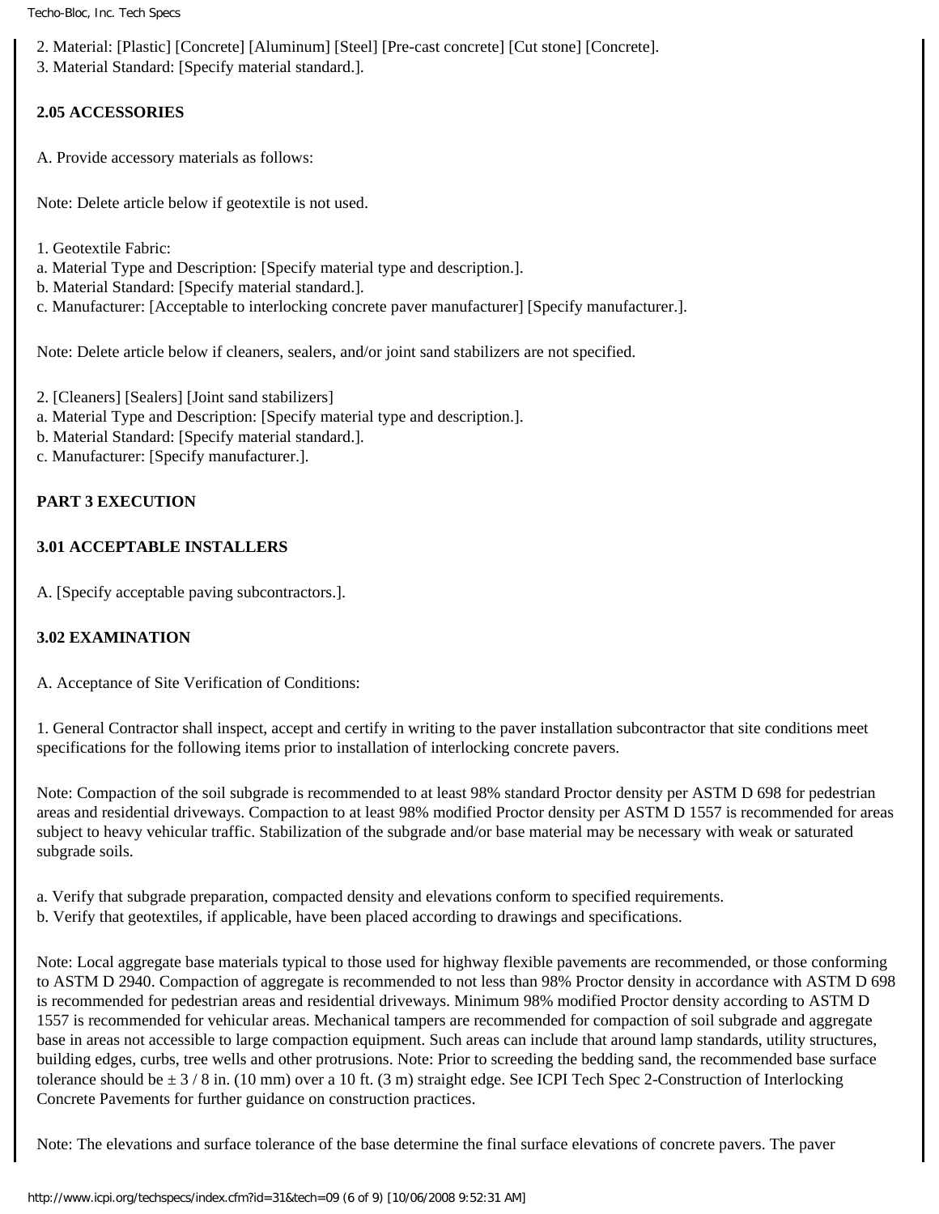2. Material: [Plastic] [Concrete] [Aluminum] [Steel] [Pre-cast concrete] [Cut stone] [Concrete].
3. Material Standard: [Specify material standard.].

**2.05 ACCESSORIES**

A. Provide accessory materials as follows:

Note: Delete article below if geotextile is not used.

1. Geotextile Fabric:
a. Material Type and Description: [Specify material type and description.].
b. Material Standard: [Specify material standard.].
c. Manufacturer: [Acceptable to interlocking concrete paver manufacturer] [Specify manufacturer.].

Note: Delete article below if cleaners, sealers, and/or joint sand stabilizers are not specified.

2. [Cleaners] [Sealers] [Joint sand stabilizers]
a. Material Type and Description: [Specify material type and description.].
b. Material Standard: [Specify material standard.].
c. Manufacturer: [Specify manufacturer.].

**PART 3 EXECUTION**

**3.01 ACCEPTABLE INSTALLERS**

A. [Specify acceptable paving subcontractors.].

**3.02 EXAMINATION**

A. Acceptance of Site Verification of Conditions:

1. General Contractor shall inspect, accept and certify in writing to the paver installation subcontractor that site conditions meet specifications for the following items prior to installation of interlocking concrete pavers.

Note: Compaction of the soil subgrade is recommended to at least 98% standard Proctor density per ASTM D 698 for pedestrian areas and residential driveways. Compaction to at least 98% modified Proctor density per ASTM D 1557 is recommended for areas subject to heavy vehicular traffic. Stabilization of the subgrade and/or base material may be necessary with weak or saturated subgrade soils.

a. Verify that subgrade preparation, compacted density and elevations conform to specified requirements.
b. Verify that geotextiles, if applicable, have been placed according to drawings and specifications.

Note: Local aggregate base materials typical to those used for highway flexible pavements are recommended, or those conforming to ASTM D 2940. Compaction of aggregate is recommended to not less than 98% Proctor density in accordance with ASTM D 698 is recommended for pedestrian areas and residential driveways. Minimum 98% modified Proctor density according to ASTM D 1557 is recommended for vehicular areas. Mechanical tampers are recommended for compaction of soil subgrade and aggregate base in areas not accessible to large compaction equipment. Such areas can include that around lamp standards, utility structures, building edges, curbs, tree wells and other protrusions. Note: Prior to screeding the bedding sand, the recommended base surface tolerance should be ± 3 / 8 in. (10 mm) over a 10 ft. (3 m) straight edge. See ICPI Tech Spec 2-Construction of Interlocking Concrete Pavements for further guidance on construction practices.

Note: The elevations and surface tolerance of the base determine the final surface elevations of concrete pavers. The paver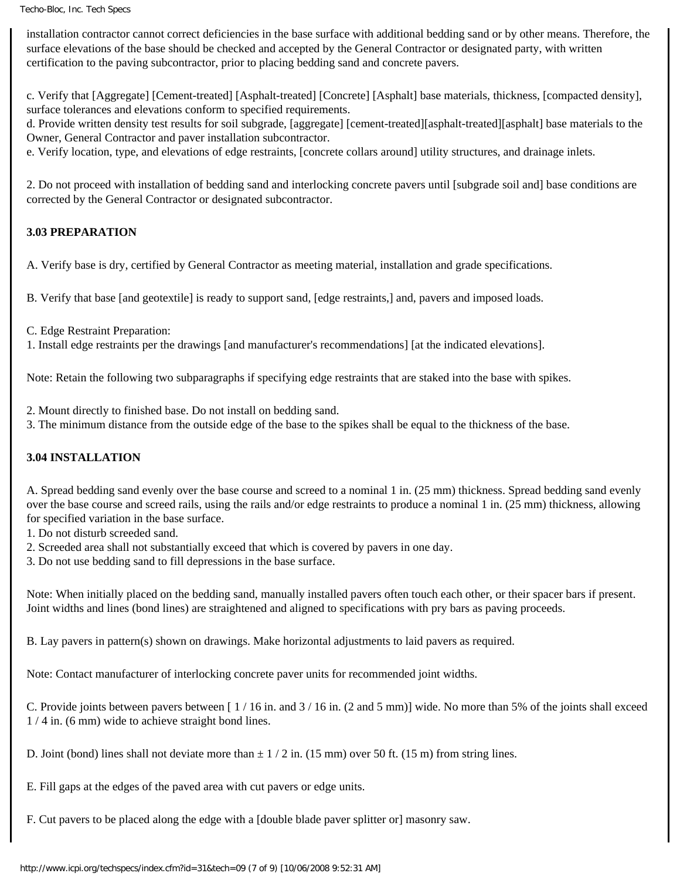installation contractor cannot correct deficiencies in the base surface with additional bedding sand or by other means. Therefore, the surface elevations of the base should be checked and accepted by the General Contractor or designated party, with written certification to the paving subcontractor, prior to placing bedding sand and concrete pavers.

c. Verify that [Aggregate] [Cement-treated] [Asphalt-treated] [Concrete] [Asphalt] base materials, thickness, [compacted density], surface tolerances and elevations conform to specified requirements.
d. Provide written density test results for soil subgrade, [aggregate] [cement-treated][asphalt-treated][asphalt] base materials to the Owner, General Contractor and paver installation subcontractor.
e. Verify location, type, and elevations of edge restraints, [concrete collars around] utility structures, and drainage inlets.

2. Do not proceed with installation of bedding sand and interlocking concrete pavers until [subgrade soil and] base conditions are corrected by the General Contractor or designated subcontractor.

**3.03 PREPARATION**

A. Verify base is dry, certified by General Contractor as meeting material, installation and grade specifications.

B. Verify that base [and geotextile] is ready to support sand, [edge restraints,] and, pavers and imposed loads.

C. Edge Restraint Preparation:
1. Install edge restraints per the drawings [and manufacturer's recommendations] [at the indicated elevations].

Note: Retain the following two subparagraphs if specifying edge restraints that are staked into the base with spikes.

2. Mount directly to finished base. Do not install on bedding sand.
3. The minimum distance from the outside edge of the base to the spikes shall be equal to the thickness of the base.

**3.04 INSTALLATION**

A. Spread bedding sand evenly over the base course and screed to a nominal 1 in. (25 mm) thickness. Spread bedding sand evenly over the base course and screed rails, using the rails and/or edge restraints to produce a nominal 1 in. (25 mm) thickness, allowing for specified variation in the base surface.
1. Do not disturb screeded sand.
2. Screeded area shall not substantially exceed that which is covered by pavers in one day.
3. Do not use bedding sand to fill depressions in the base surface.

Note: When initially placed on the bedding sand, manually installed pavers often touch each other, or their spacer bars if present. Joint widths and lines (bond lines) are straightened and aligned to specifications with pry bars as paving proceeds.

B. Lay pavers in pattern(s) shown on drawings. Make horizontal adjustments to laid pavers as required.

Note: Contact manufacturer of interlocking concrete paver units for recommended joint widths.

C. Provide joints between pavers between [ 1 / 16 in. and 3 / 16 in. (2 and 5 mm)] wide. No more than 5% of the joints shall exceed 1 / 4 in. (6 mm) wide to achieve straight bond lines.

D. Joint (bond) lines shall not deviate more than ± 1 / 2 in. (15 mm) over 50 ft. (15 m) from string lines.

E. Fill gaps at the edges of the paved area with cut pavers or edge units.

F. Cut pavers to be placed along the edge with a [double blade paver splitter or] masonry saw.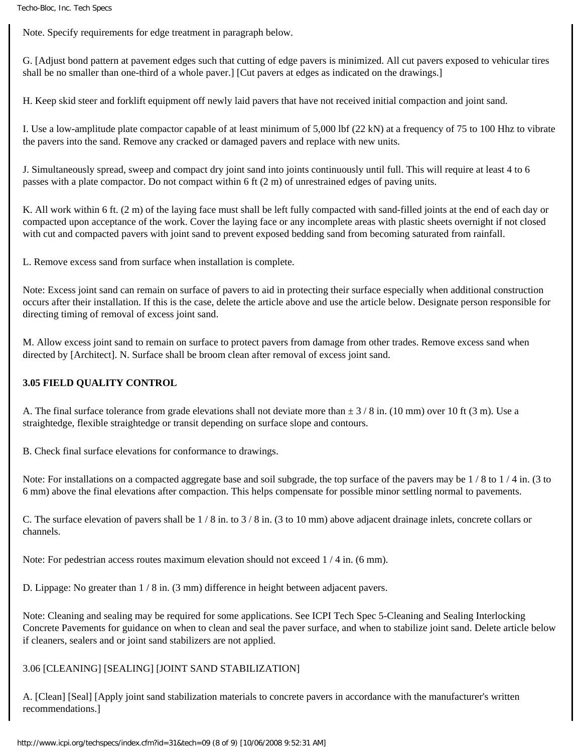Note. Specify requirements for edge treatment in paragraph below.

G. [Adjust bond pattern at pavement edges such that cutting of edge pavers is minimized. All cut pavers exposed to vehicular tires shall be no smaller than one-third of a whole paver.] [Cut pavers at edges as indicated on the drawings.]

H. Keep skid steer and forklift equipment off newly laid pavers that have not received initial compaction and joint sand.

I. Use a low-amplitude plate compactor capable of at least minimum of 5,000 lbf (22 kN) at a frequency of 75 to 100 Hhz to vibrate the pavers into the sand. Remove any cracked or damaged pavers and replace with new units.

J. Simultaneously spread, sweep and compact dry joint sand into joints continuously until full. This will require at least 4 to 6 passes with a plate compactor. Do not compact within 6 ft (2 m) of unrestrained edges of paving units.

K. All work within 6 ft. (2 m) of the laying face must shall be left fully compacted with sand-filled joints at the end of each day or compacted upon acceptance of the work. Cover the laying face or any incomplete areas with plastic sheets overnight if not closed with cut and compacted pavers with joint sand to prevent exposed bedding sand from becoming saturated from rainfall.

L. Remove excess sand from surface when installation is complete.

Note: Excess joint sand can remain on surface of pavers to aid in protecting their surface especially when additional construction occurs after their installation. If this is the case, delete the article above and use the article below. Designate person responsible for directing timing of removal of excess joint sand.

M. Allow excess joint sand to remain on surface to protect pavers from damage from other trades. Remove excess sand when directed by [Architect]. N. Surface shall be broom clean after removal of excess joint sand.

**3.05 FIELD QUALITY CONTROL**

A. The final surface tolerance from grade elevations shall not deviate more than ± 3 / 8 in. (10 mm) over 10 ft (3 m). Use a straightedge, flexible straightedge or transit depending on surface slope and contours.

B. Check final surface elevations for conformance to drawings.

Note: For installations on a compacted aggregate base and soil subgrade, the top surface of the pavers may be 1 / 8 to 1 / 4 in. (3 to 6 mm) above the final elevations after compaction. This helps compensate for possible minor settling normal to pavements.

C. The surface elevation of pavers shall be 1 / 8 in. to 3 / 8 in. (3 to 10 mm) above adjacent drainage inlets, concrete collars or channels.

Note: For pedestrian access routes maximum elevation should not exceed 1 / 4 in. (6 mm).

D. Lippage: No greater than 1 / 8 in. (3 mm) difference in height between adjacent pavers.

Note: Cleaning and sealing may be required for some applications. See ICPI Tech Spec 5-Cleaning and Sealing Interlocking Concrete Pavements for guidance on when to clean and seal the paver surface, and when to stabilize joint sand. Delete article below if cleaners, sealers and or joint sand stabilizers are not applied.

3.06 [CLEANING] [SEALING] [JOINT SAND STABILIZATION]

A. [Clean] [Seal] [Apply joint sand stabilization materials to concrete pavers in accordance with the manufacturer's written recommendations.]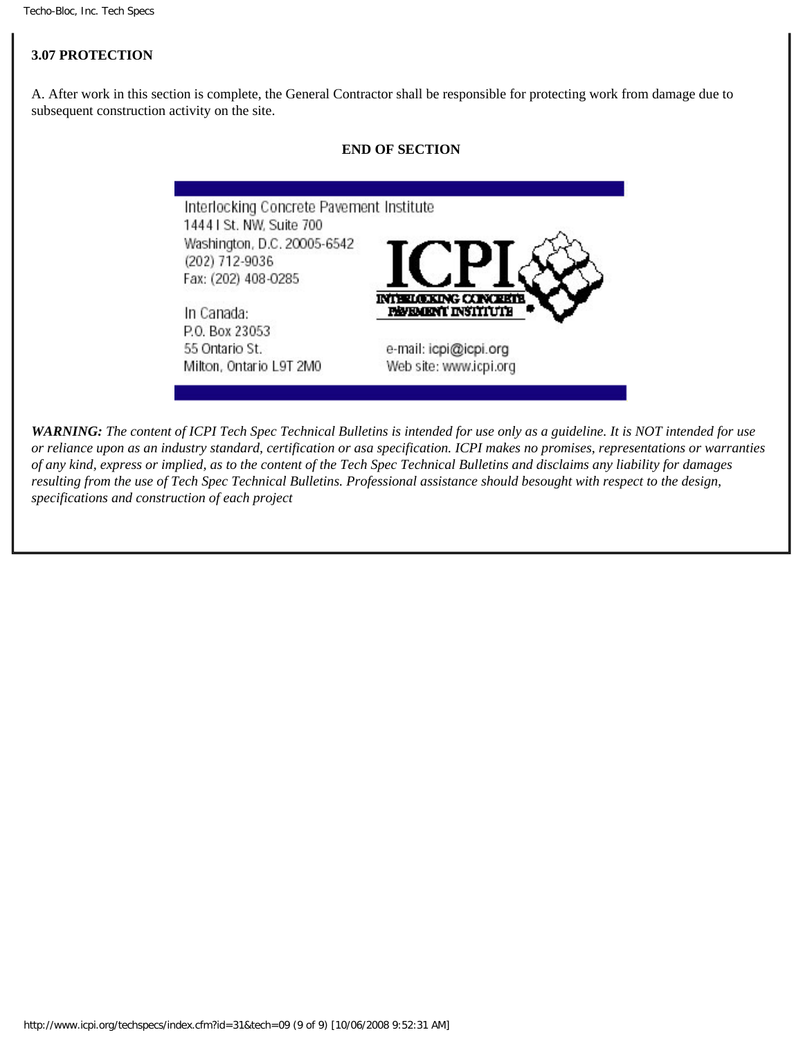### 3.07 PROTECTION

A. After work in this section is complete, the General Contractor shall be responsible for protecting work from damage due to subsequent construction activity on the site.

**END OF SECTION**

Interlocking Concrete Pavement Institute
1444 I St. NW, Suite 700
Washington, D.C. 20005-6542
(202) 712-9036
Fax: (202) 408-0285

In Canada:
P.O. Box 23053
55 Ontario St.
Milton, Ontario L9T 2M0

ICPI
INTERLOCKING CONCRETE PAVEMENT INSTITUTE

e-mail: icpi@icpi.org
Web site: www.icpi.org

***WARNING:*** *The content of ICPI Tech Spec Technical Bulletins is intended for use only as a guideline. It is NOT intended for use or reliance upon as an industry standard, certification or asa specification. ICPI makes no promises, representations or warranties of any kind, express or implied, as to the content of the Tech Spec Technical Bulletins and disclaims any liability for damages resulting from the use of Tech Spec Technical Bulletins. Professional assistance should besought with respect to the design, specifications and construction of each project*